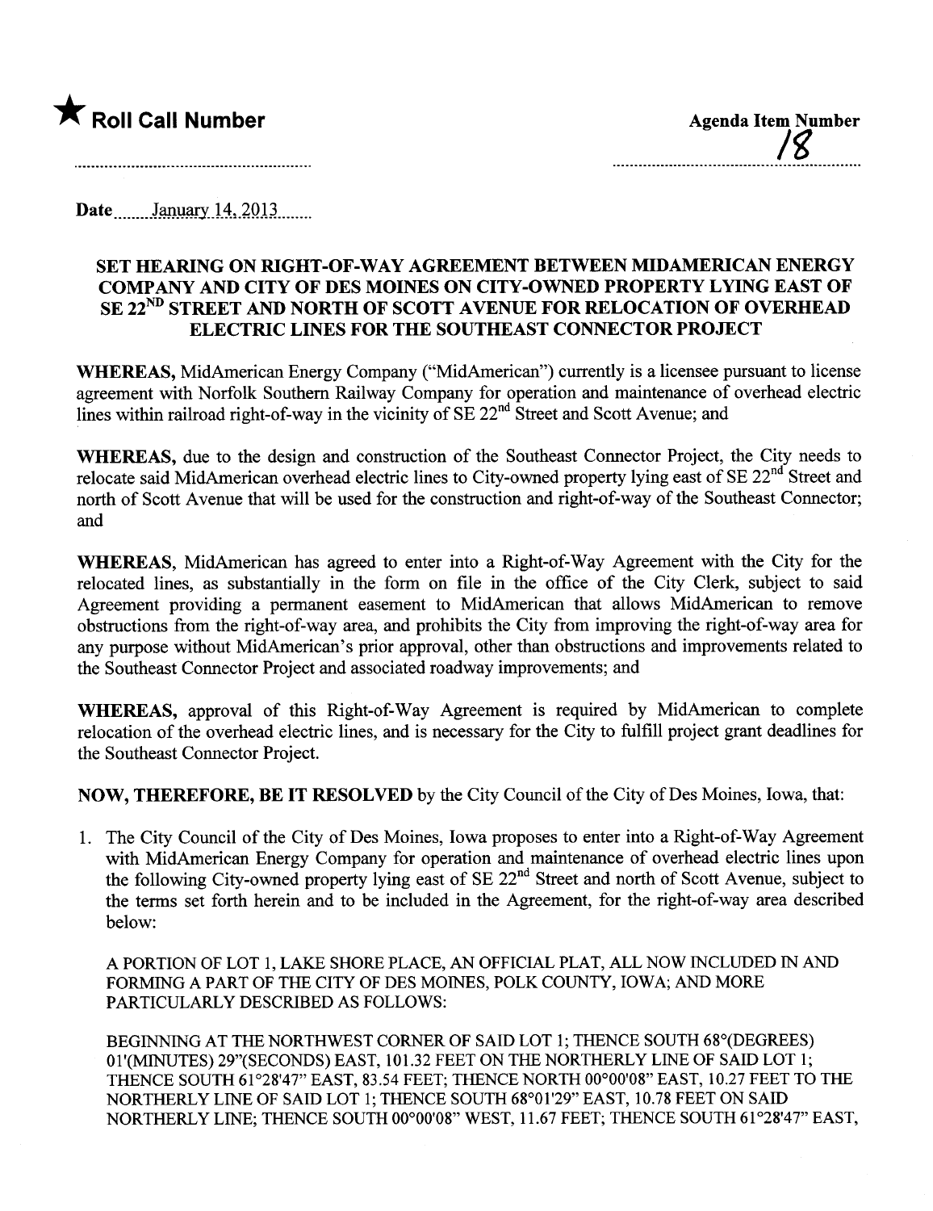★ **Roll Call Number**

**Agenda Item Number**
18

Date January 14, 2013

## SET HEARING ON RIGHT-OF-WAY AGREEMENT BETWEEN MIDAMERICAN ENERGY COMPANY AND CITY OF DES MOINES ON CITY-OWNED PROPERTY LYING EAST OF SE 22ND STREET AND NORTH OF SCOTT AVENUE FOR RELOCATION OF OVERHEAD ELECTRIC LINES FOR THE SOUTHEAST CONNECTOR PROJECT

**WHEREAS,** MidAmerican Energy Company ("MidAmerican") currently is a licensee pursuant to license agreement with Norfolk Southern Railway Company for operation and maintenance of overhead electric lines within railroad right-of-way in the vicinity of SE 22nd Street and Scott Avenue; and

**WHEREAS,** due to the design and construction of the Southeast Connector Project, the City needs to relocate said MidAmerican overhead electric lines to City-owned property lying east of SE 22nd Street and north of Scott Avenue that will be used for the construction and right-of-way of the Southeast Connector; and

**WHEREAS,** MidAmerican has agreed to enter into a Right-of-Way Agreement with the City for the relocated lines, as substantially in the form on file in the office of the City Clerk, subject to said Agreement providing a permanent easement to MidAmerican that allows MidAmerican to remove obstructions from the right-of-way area, and prohibits the City from improving the right-of-way area for any purpose without MidAmerican's prior approval, other than obstructions and improvements related to the Southeast Connector Project and associated roadway improvements; and

**WHEREAS,** approval of this Right-of-Way Agreement is required by MidAmerican to complete relocation of the overhead electric lines, and is necessary for the City to fulfill project grant deadlines for the Southeast Connector Project.

**NOW, THEREFORE, BE IT RESOLVED** by the City Council of the City of Des Moines, Iowa, that:

1. The City Council of the City of Des Moines, Iowa proposes to enter into a Right-of-Way Agreement with MidAmerican Energy Company for operation and maintenance of overhead electric lines upon the following City-owned property lying east of SE 22nd Street and north of Scott Avenue, subject to the terms set forth herein and to be included in the Agreement, for the right-of-way area described below:

   A PORTION OF LOT 1, LAKE SHORE PLACE, AN OFFICIAL PLAT, ALL NOW INCLUDED IN AND FORMING A PART OF THE CITY OF DES MOINES, POLK COUNTY, IOWA; AND MORE PARTICULARLY DESCRIBED AS FOLLOWS:

   BEGINNING AT THE NORTHWEST CORNER OF SAID LOT 1; THENCE SOUTH 68°(DEGREES) 01'(MINUTES) 29"(SECONDS) EAST, 101.32 FEET ON THE NORTHERLY LINE OF SAID LOT 1; THENCE SOUTH 61°28'47" EAST, 83.54 FEET; THENCE NORTH 00°00'08" EAST, 10.27 FEET TO THE NORTHERLY LINE OF SAID LOT 1; THENCE SOUTH 68°01'29" EAST, 10.78 FEET ON SAID NORTHERLY LINE; THENCE SOUTH 00°00'08" WEST, 11.67 FEET; THENCE SOUTH 61°28'47" EAST,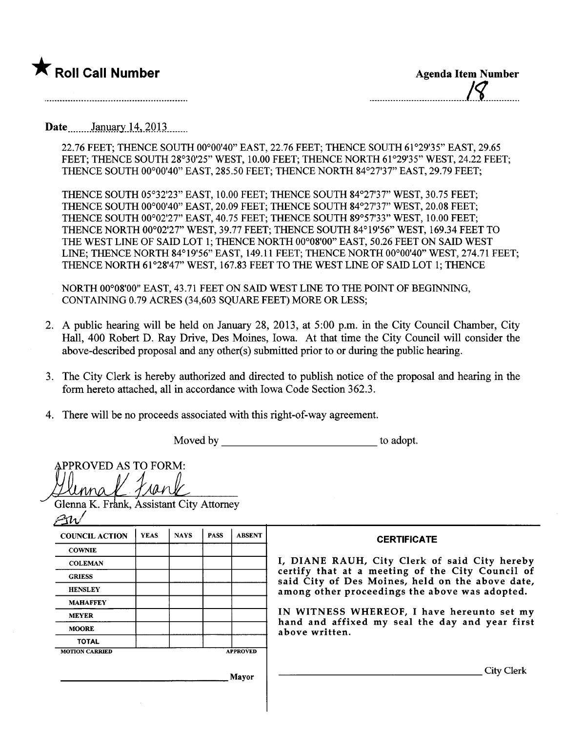★ **Roll Call Number**

**Agenda Item Number**

18

Date January 14, 2013

22.76 FEET; THENCE SOUTH 00°00'40" EAST, 22.76 FEET; THENCE SOUTH 61°29'35" EAST, 29.65 FEET; THENCE SOUTH 28°30'25" WEST, 10.00 FEET; THENCE NORTH 61°29'35" WEST, 24.22 FEET; THENCE SOUTH 00°00'40" EAST, 285.50 FEET; THENCE NORTH 84°27'37" EAST, 29.79 FEET;

THENCE SOUTH 05°32'23" EAST, 10.00 FEET; THENCE SOUTH 84°27'37" WEST, 30.75 FEET; THENCE SOUTH 00°00'40" EAST, 20.09 FEET; THENCE SOUTH 84°27'37" WEST, 20.08 FEET; THENCE SOUTH 00°02'27" EAST, 40.75 FEET; THENCE SOUTH 89°57'33" WEST, 10.00 FEET; THENCE NORTH 00°02'27" WEST, 39.77 FEET; THENCE SOUTH 84°19'56" WEST, 169.34 FEET TO THE WEST LINE OF SAID LOT 1; THENCE NORTH 00°08'00" EAST, 50.26 FEET ON SAID WEST LINE; THENCE NORTH 84°19'56" EAST, 149.11 FEET; THENCE NORTH 00°00'40" WEST, 274.71 FEET; THENCE NORTH 61°28'47" WEST, 167.83 FEET TO THE WEST LINE OF SAID LOT 1; THENCE

NORTH 00°08'00" EAST, 43.71 FEET ON SAID WEST LINE TO THE POINT OF BEGINNING, CONTAINING 0.79 ACRES (34,603 SQUARE FEET) MORE OR LESS;

2. A public hearing will be held on January 28, 2013, at 5:00 p.m. in the City Council Chamber, City Hall, 400 Robert D. Ray Drive, Des Moines, Iowa. At that time the City Council will consider the above-described proposal and any other(s) submitted prior to or during the public hearing.

3. The City Clerk is hereby authorized and directed to publish notice of the proposal and hearing in the form hereto attached, all in accordance with Iowa Code Section 362.3.

4. There will be no proceeds associated with this right-of-way agreement.

Moved by ____________________ to adopt.

APPROVED AS TO FORM:

Glenna K. Frank

Glenna K. Frank, Assistant City Attorney

| COUNCIL ACTION | YEAS | NAYS | PASS | ABSENT |
|---|---|---|---|---|
| COWNIE | | | | |
| COLEMAN | | | | |
| GRIESS | | | | |
| HENSLEY | | | | |
| MAHAFFEY | | | | |
| MEYER | | | | |
| MOORE | | | | |
| TOTAL | | | | |
| MOTION CARRIED | | | | APPROVED |

____________________ Mayor

**CERTIFICATE**

I, DIANE RAUH, City Clerk of said City hereby certify that at a meeting of the City Council of said City of Des Moines, held on the above date, among other proceedings the above was adopted.

IN WITNESS WHEREOF, I have hereunto set my hand and affixed my seal the day and year first above written.

____________________ City Clerk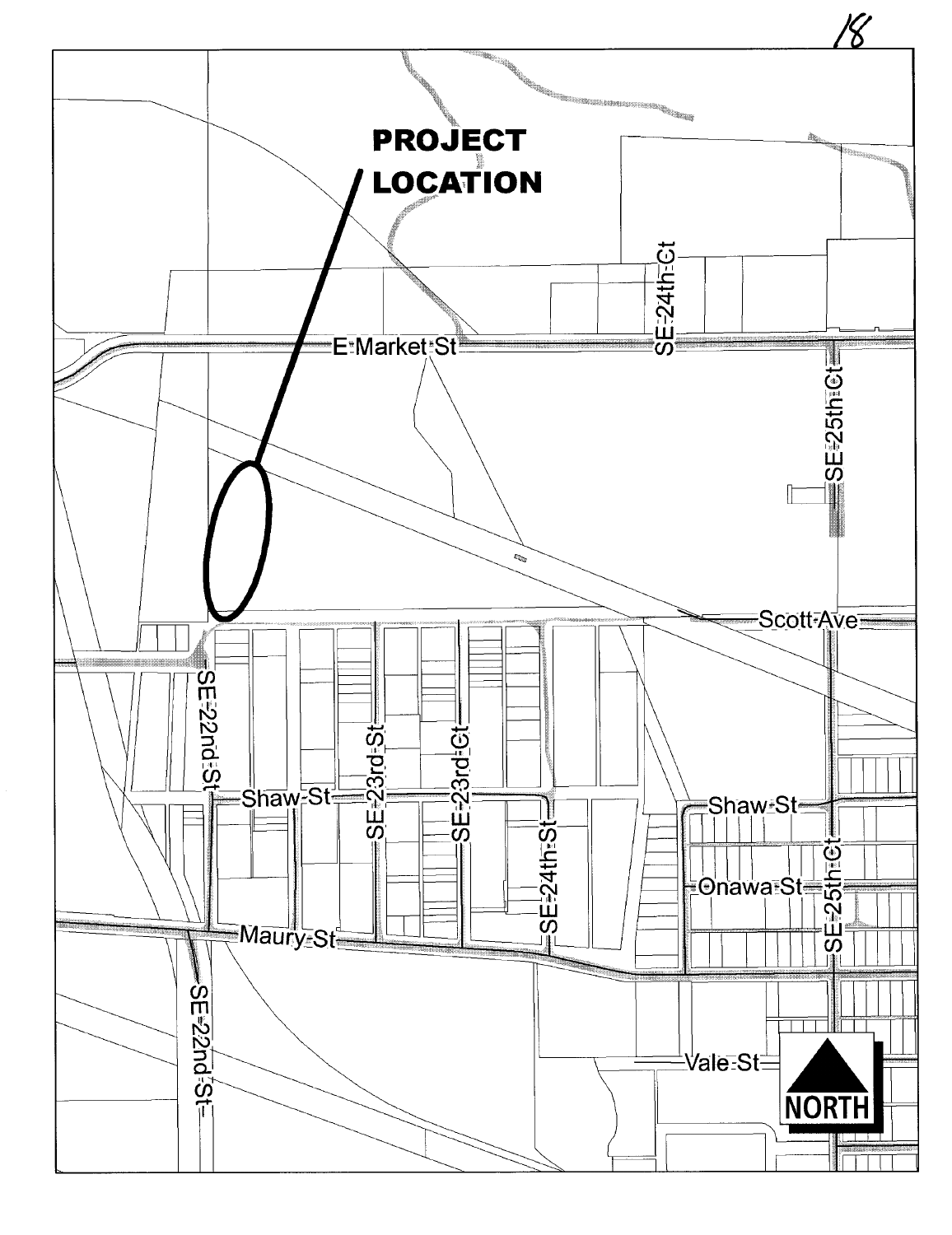PROJECT LOCATION

E Market St

SE 24th Ct

SE 25th Ct

Scott Ave

SE 22nd St

SE 23rd St

SE 23rd Ct

SE 24th St

Shaw St

Onawa St

Maury St

Vale St

NORTH